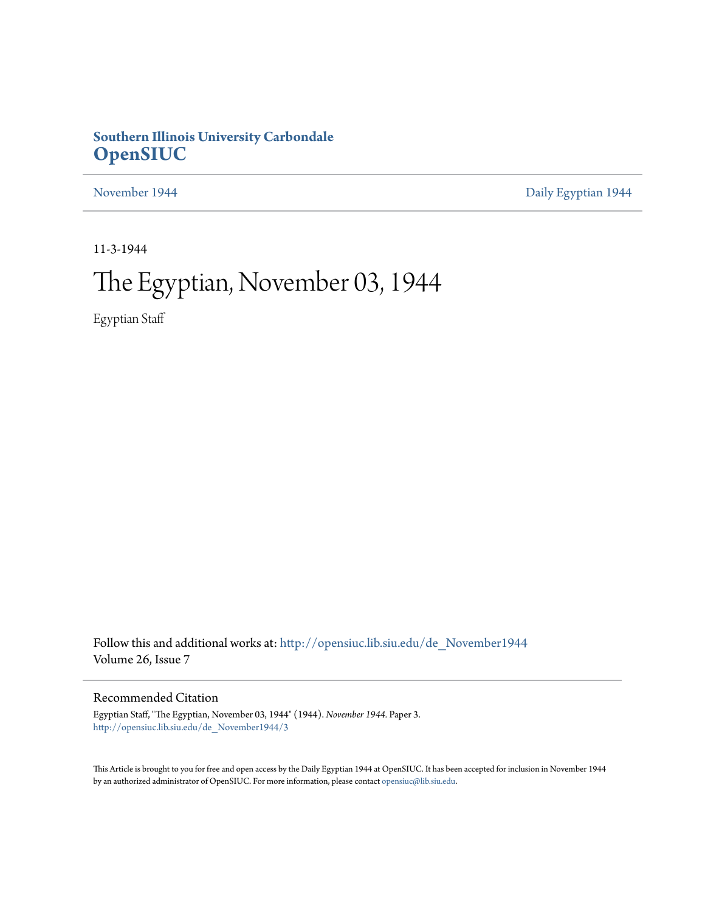**Southern Illinois University Carbondale**
**OpenSIUC**

November 1944 | Daily Egyptian 1944

11-3-1944

# The Egyptian, November 03, 1944

Egyptian Staff

Follow this and additional works at: http://opensiuc.lib.siu.edu/de_November1944
Volume 26, Issue 7

## Recommended Citation

Egyptian Staff, "The Egyptian, November 03, 1944" (1944). *November 1944.* Paper 3.
http://opensiuc.lib.siu.edu/de_November1944/3

This Article is brought to you for free and open access by the Daily Egyptian 1944 at OpenSIUC. It has been accepted for inclusion in November 1944 by an authorized administrator of OpenSIUC. For more information, please contact opensiuc@lib.siu.edu.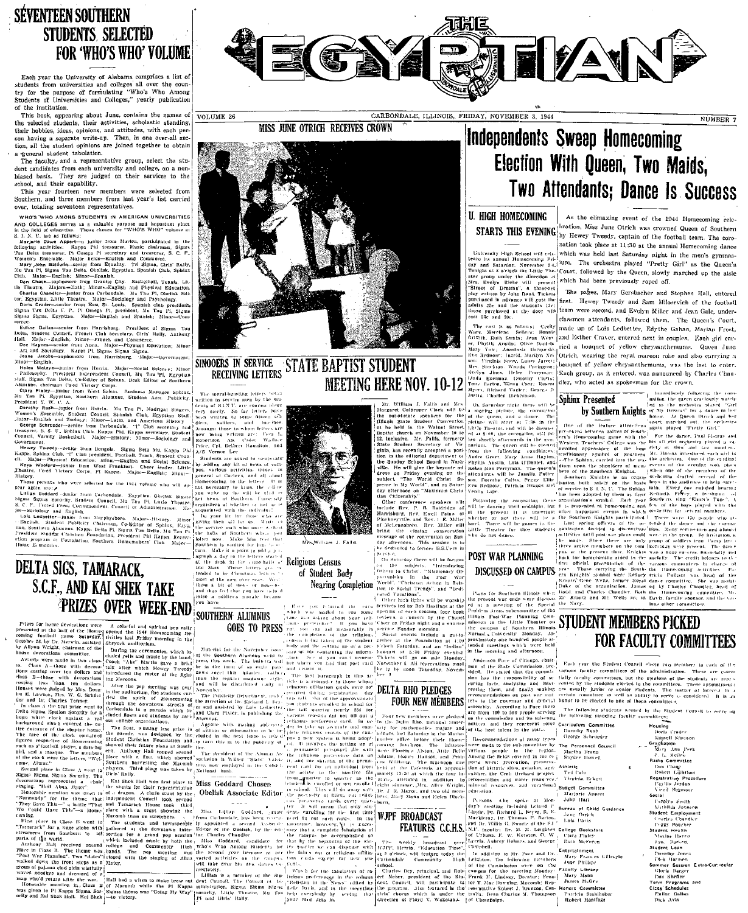# SEVENTEEN SOUTHERN STUDENTS SELECTED FOR 'WHO'S WHO' VOLUME

Each year the University of Alabama comprises a list of students from universities and colleges all over the country for the purpose of formulating "Who's Who Among Students of Universities and Colleges," yearly publication of the institution.

This book, appearing about June, contains the names of the selected students, their activities, scholastic standing, their hobbies, ideas, opinions, and attitudes, with each person having a separate write-up. Then, in one over-all section, all the student opinions are joined together to obtain a general student tabulation.

The faculty, and a representative group, select the student candidates from each university and college, on a non-biased basis. They are judged on their services to the school, and their capability.

This year fourteen new members were selected from Southern, and three members from last year's list carried over, totaling seventeen representatives.

WHO'S WHO AMONG STUDENTS IN AMERICAN UNIVERSITIES AND COLLEGES serves as a valuable purpose and important place in the field of education. Those chosen for "WHO'S WHO" volume at S. I. N. U. are as follows:

Marjorie Dawe Appert—a junior from Marion, participated in the following activities: Kappa Phi treasurer, Music chairman, Sigma Tau Delta treasurer, Pi Omega Pi secretary and treasurer, S. C. F., Women's Ensemble. Major fields—English and Commerce.

Mary John Baldwin—senior from Equality. Tri Sigma, Girls' Rally, Mu Tau Pi, Sigma Tau Delta, Obelisk, Egyptian, Spanish Club, Sphinx Club. Major—English; Minor—Spanish.

Don Chase—sophomore from Granite City. Basketball, Tennis, Little Theatre. Major—Math; Minor—English and Physical Education.

Charles Chandler—junior from Carbondale. Mu Tau Pi, Obelisk Editor, Egyptian, Little Theatre. Major—Sociology and Psychology.

Doris Crader—senior from East St. Louis. Spanish club president, Sigma Tau Delta V. P., Pi Omega Pi president, Mu Tau Pi, Sigma Sigma Sigma, Egyptian. Major—English and Spanish; Minor—Commerce.

Euline Dallas—senior from Harrisburg. President of Sigma Tau Delta, Student Council, French Club secretary, Girls' Rally, Anthony Hall. Major—English; Minor—French and Commerce.

Dee Haynes—senior from Anna. Major—Physical Education; Minor—Art and Sociology. Kappa Pi, Sigma Sigma Sigma.

Jeane Jacobs—sophomore from Harrisburg. Major—Government; Minor—English.

Helen Mataya—junior from Herrin. Major—Social Science; Minor—Philosophy. President Independent Council, Mu Tau Pi, Egyptian staff, Sigma Tau Delta, Co-Editor of Sphinx, Desk Editor of Southern Alumnus, chairman Coed Victory Corps.

Clara Pixley—junior from West Salem. Business Manager Sphinx, Mu Tau Pi, Egyptian, Southern Alumnus, Student Asst. Publicity, President Y. W. C. A.

Dorothy Rash—junior from Herrin. Mu Tau Pi, Madrigal Singers, Women's Ensemble, Student Council, Spanish Club, Egyptian Staff. Major—English and Zoology; Minor—Latin, and American History.

George Schroeder—senior from Carbondale. "I" Club secretary and treasurer, S. S. U., Sphinx Club, Kappa Phi Kappa secretary, Student Council, Varsity Basketball. Major—History; Minor—Sociology and Government.

Hewey Tweedy—senior from Dongola. Sigma Beta Mu, Kappa Phi Kappa, Sphinx Club, "I" Club president, Football, Track, Student Council. Major—Physical Education; Minor—English and Social Science.

Neva Woolard—junior from West Frankfort. Cheer leader, Little Theatre, Coed Victory Corps, Pi Kappa. Major—English; Minor—History.

Those persons who were selected for the 1943 volume who will appear again are:

Lillian Goddard—junior from Carbondale. Egyptian, Obelisk, Sigma Sigma Sigma Sorority, Student Council, Mu Tau Pi, Little Theatre, S. C. F., United Press Correspondent, Council of Administration. Major—Sociology and English.

Lois Ledbetter—junior from Murphysboro. Major—History; Minor—English. Student Publicity Chairman, Co-Editor of Sphinx, Egyptian, Southern Alumnus, Kappa Delta Pi, Sigma Tau Delta, Mu Tau Pi, President Student Christian Foundation, President Phi Kappa. Recreation program at Foundation, Southern Homemakers' Club. Major—Home Economics.

# DELTA SIGS, TAMARACK, S.C.F., AND KAI SHEK TAKE PRIZES OVER WEEK-END

Prizes for house decorations were presented at the half of the Homecoming football game Saturday, October 28, by Dr. Merwin, assisted by Allynn Wright, chairman of the house decorations committee.

Awards were made in two classes. Class A—those with decorations costing over ten dollars and class B—those with decorations costing less than ten dollars. Houses were judged by Mrs. Peters, E. Lawson, Mrs. W. G. Schilder and Dr. Charles Tenney.

In class A the first prize went to Delta Sigma Epsilon Sorority for a huge white clock against a red background, which covered the entire entrance of the chapter house. The face of the clock contained figures representing Homecoming such as a football player, a dancing girl, and a masque. The numbers of the clock were the letters, "Welcome, Alums."

Second place in Class A went to Sigma Sigma Sigma Sorority. The decorations represented a choir singing, "Hail Alma Mater".

Honorable mention was given to "Normandy" for the theme that "They Gave This—" a battle "That We Could Have This"—a Homecoming.

First place in Class B went to "Tamarack" for a huge globe with streamers from Southern to all parts of the world.

Anthony Hall received second place in Class B. The theme was "Post War Planning." Two "dates" walked down the front steps as a group of painted cut-outs visibly waved goodbye and dreamed of a man who'd return after the war.

Honorable mention in Class B was given to Pi Kappa Sigma Sorority and Kai Shek Hall. Kai Shek

A colorful and spirited pep rally opened the 1944 Homecoming festivities last Friday morning in the Shryock auditorium.

During the ceremonies, which included yells and music by the band, Coach "Abe" Martin gave a brief talk after which Hewey Tweedy introduced the roster of the fighting Maroons.

After the pep meeting was over in the auditorium, the students carried the spirit of Homecoming through the downtown streets of Carbondale in a parade which included floats and students by various college organizations.

The float winning first prize in the parade, was designed by the Student Christian Foundation and showed their future plans at Southern. Anthony Hall copped second place with a float which showed Southern harvesting the Macomb players. Third place was taken by Girls' Rally.

Kai Shek Hall won first place in the stunts for their representation of a dragon. A chain stunt by the Independent Council took second and Tamarack House took third place with a stunt showing the Macomb team on stretchers.

The students and townspeople gathered at the downtown intersection for a grand pep session which included music by both the college and Community High bands. The pep meeting was closed with the singing of Alma Mater.

Hall had a witch to make brew out of Macomb while the Pi Kappa Sigmas theme was "Going My Way" —to victory.

# THE EGYPTIAN

VOLUME 26 — CARBONDALE, ILLINOIS, FRIDAY, NOVEMBER 3, 1944 — NUMBER 7

## MISS JUNE OTRICH RECEIVES CROWN

# Independents Sweep Homecoming Election With Queen, Two Maids, Two Attendants; Dance Is Success

As the climaxing event of the 1944 Homecoming celebration, Miss June Otrich was crowned Queen of Southern by Hewey Tweedy, captain of the football team. The coronation took place at 11:30 at the annual Homecoming dance which was held last Saturday night in the men's gymnasium. The orchestra played "Pretty Girl" as the Queen's Court, followed by the Queen, slowly marched up the aisle which had been previously roped off.

The pages, Mary Gersbacher and Stephen Hall, entered first. Hewey Tweedy and Sam Milosevich of the football team were second, and Evelyn Miller and Jean Gale, underclassmen attendants, followed them. The Queen's Court, made up of Lois Ledbetter, Edythe Gahan, Marian Frost, and Esther Craver, entered next in couples. Each girl carried a bouquet of yellow chrysanthemums. Queen June Otrich, wearing the royal maroon robe and also carrying a bouquet of yellow chrysanthemums, was the last to enter. Each group, as it entered, was announced by Charles Chandler, who acted as spokesman for the crown.

Immediately following the coronation, the queen graciously watched as the orchestra played "Girl of My Dreams" for a dance in her honor. As Queen Otrich and her court marched out, the orchestra again played "Pretty Girl."

For the dance, Paul Hamus and his all girl orchestra played a variety of slow and fast numbers. Mr. Hamus introduced each girl in the orchestra. One of the cardinal events of the evening took place when one of the members of the orchestra drafted several of the boys in the audience to help entertain. Every one enjoyed hearing Kenneth Foley, a freshman at Southern, sing "Elmer's Tune." A few of the boys played with the orchestra for several numbers.

There were 150 people who attended the dance and the coronation. Many servicemen and alumni were in the group. By invitation, a group of soldiers from Camp Breckinridge were present. The dance was a huge success financially and socially. The credit belongs to the various committees in charge of the Homecoming activities. Patricia Pulliam was head of the dance committee. She was assisted by Charles Chandler, head of the Homecoming committee. Mr. Davis, faculty sponsor, and the various other committees.

## Sphinx Presented by Southern Knights

One of the feature attractions presented between halves of Southern's Homecoming game with the Western Teachers' College was the awaited appearance of the long traditionary symbol of Southern —The Sphinx, carried into the stadium upon the shoulders of members of the Southern Knights.

Southern Knights is an organization built solely on the basis of service to S. I. N. U. The Sphinx has been adopted by them as their organization's symbol. Each year it is presented at homecoming and other important events in which the Southern Knights participated.

Last spring officers of the organization decided to discontinue activities until post war plans could be made. Since there are only three active members on the campus at the present time, Knights back for homecoming aided in the first official presentation of the war year. Those carrying the Southern Knights' symbol were Rodney Knight, Gene Wells, former royal duke of the organization, James Rodd, and Charles Chandler. Both Mr. Krantz and Mr. Wells are in the Navy.

## U. HIGH HOMECOMING STARTS THIS EVENING

University High School will celebrate its annual Homecoming Friday and Saturday, November 3-4. Tonight at 8 o'clock the Little Theater group under the direction of Mrs. Evelyn Rieke will present "Street of Dreams", a three-act play written by Jolan Rand. Tickets purchased in advance will cost the adults 25c and the students 15c; those purchased at the door will cost 35c and 20c.

The cast is as follows: Cecily Ware, Marjorie Sellers; Bonnie Griffith, Ruth Swain; Jean Wear, Phyllis Austin; Olive Daniels, Mary Yow; Anastasia Geraur, Eve Redmon; Ingrid Marilyn Nelson; Virginia Snow, Laura Jarrett; Mrs. Stockton, Wanda Covington; Evelyn Jones, Helen Perryman; Linda Ecotnam, Dorothy Cullis; Toni Barton, Glenn Carr; Russell Myers, Richard Cravens; George Justin, Charles Hickerman.

On Saturday night there will be a moving picture, the coronation of the queen and a dance. The picture will start at 7:30 in the Little Theatre, and will be dismissed at 9:00, the coronation will follow shortly afterwards in the gymnasium. The queen will be elected from the following candidates, Andre Greer, Mary Anne Hayton, Phyllis Austin, Lois O'Daniel, and Helen Mae Perryman. The queen's attendants will be Juanita Patterson, Dorothy Cullis, Peggy Ellis, Eva Redmon, Patricia Briggs and Wanda Lane.

Following the coronation there will be dancing until midnight, but at the present it is uncertain whether or not there will be a band. There will be games in the Little Theater for those students who do not dance.

## POST WAR PLANNING DISCUSSED ON CAMPUS

Plans for Southern Illinois when the present war ends were discussed at a meeting of the Special Problem Areas subcommittee of the Illinois Post-War Planning Commission in the Little Theater on the campus of Southern Illinois Normal University, Monday. Approximately one hundred people attended meetings which were held in the morning and afternoon.

Anderson Pace of Chicago, chairman of the State Commission, presided. He stated that the commission has the responsibility of securing facts, analyzing and interpreting them, and finally making recommendations on post war matters to the governor and general assembly. According to Pace there are from 400 to 500 people serving on the commission and the subcommittees and they represent some of the best talent in the state.

Recommendations of many types were made to the sub-committee by various people in the region. Among the fields covered in the reports were: recreation, preservation of historic sites, aviation, agriculture, the Shawnee forest project, reforestation and water resources, mineral resources, and vocational education.

Persons who spoke at Monday's meeting included Leland P. Lipple, Dr. Richard L. Beyer, R. E. Muckleroy, Dr. Thomas F. Barton, and Dr. Willis G. Swartz of the S.I. N.U. faculty; Dr. M. M. Leighton of Urbana, R. W. Kersten, O. W. Lyerla, Aubrey Holmes, and George Campbell.

In addition to Mr. Pace and Dr. Leighton, other members of the Commission were on the campus for the meeting Monday; Frank T. Lindsey, Decatur; Senator T. Mac Downing, Macomb; Representative Robert J. Branson, Centralia, Dean Charles M. Thompson of Champaign.

## SINOOERS IN SERVICE RECEIVING LETTERS

The morale-boosting letters being written to service men by the students of S.I.N.U. are coming in very slowly. So far letters have been written to some thirty soldiers, sailors, and marines. Among those to whom letters are now being written are: Vera L. Robertson AS, Cadet Wallace Price, Cpl. Delbert Hamilton, and A/S Vernon Lee.

Students are asked to cooperate by adding any bit of news of campus, various activities, things in general at Carbondale, and about Homecoming, to the letters. It is not necessary to know the fellow you write to, for all of them like to get news of Southern University regardless of whether or not they are acquainted with the individual.

Do your bit for those who are giving their all for us. Write to the service men who once walked the halls of Southern where you now are. Make him feel that Southern is waiting for him to return. Make it a point to add a paragraph a day to the letters started at the desk in the main halls of Old Main. These letters are intended to be Christmas letters to most of the men over seas. Write them a bit of news or something, and then feel that you have aided a soldier's morale because you have.

## SOUTHERN ALUMNUS GOES TO PRESS

Material for the November issue of the Southern Alumnus went to press this week. The bulletin will be in the form of an eight page news sheet this quarter, rather than the regular magazine-style, and will be distributed early in November.

The Publicity Department under the direction of Dr. Richard L. Beyer and assisted by Lois Ledbetter and Clara Pixley, is publishing the Alumnus.

Anyone with mailing addresses of alumni or information to be included in the next issue is asked to turn this in to the publicity office.

The president of the Alumni Association is Wilber "Slats" Valentine, now employed in the Carbondale National bank.

## Miss Goddard Chosen Obelisk Associate Editor

Miss Lillian Goddard, junior from Carbondale, has been recently appointed a second associate Editor of the Obelisk, by the editor, Charles Chandler.

Miss Goddard, candidate for Who's Who Among Students for the second year, because of her varied activities on the campus, will take over her new duties immediately.

Lillian is a member of the Student Council, The Council of Administration, Sigma Sigma Sigma sorority, Little Theatre, Mu Tau Pi and Girls' Rally.

# STATE BAPTIST STUDENT MEETING HERE NOV. 10-12

Mr. William J. Fallis

Mr. William J. Fallis and Mrs. Margaret Culpepper Clark will be the out-of-state speakers for the Illinois State Student Convention to be held in the Walnut Street Baptist church on November 10 to 12, inclusive. Mr. Fallis, formerly State Student Secretary of Virginia, has recently accepted a position in the editorial department of the Sunday School Board in Nashville. He will give the keynote address on Friday evening on the subject, "The World Christ Supreme in My World", and on Saturday afternoon on "Maximum Christian Citizenship".

Other conference speakers will include Rev. P. B. Baldridge of Harrisburg, Rev. Ewell Pains of Pinckneyville, and Rev. J. H. Miller of McLeansboro. Rev. Miller will bring the closing consecration message of the convention on Sunday afternoon. This session is to be dedicated to former B.S.U.ers in Service.

On Saturday there will be forums on the subjects, "Introducing Others to Christ," "Missionary Opportunities in the Post War World", "Christian Action in Relation to Social Trends", and "Dedicated Vocations".

Other high lights will be worship services led by Bob Hastings at the opening of each session, four book reviews, a concert by the Chapel Choir on Friday night and a sunrise service Sunday morning.

Social events include a get-together at the Foundation at 4:00 o'clock Saturday, and an "Indian" banquet at 5:30 Friday evening. Tickets will go on sale Monday, November 6. All reservations must be in by noon Thursday, November 9.

## Religious Census of Student Body Nearing Completion

Have you returned the card which was mailed to you some time ago asking about your religious preference? If you have not, you can aid materially in the completion of the religious census being taken of the student body and the setting up of a permanent file containing the information. See at you can't remember where you laid that post card and return it.

The first paragraph in this article is a reminder to those whose religious preference cards were not secured during registration day this fall. Out of the approximately 800 students enrolled in school for the fall quarter nearly 250 for various reasons did not fill out a religious preference card. In order to take an accurate and complete religious census of the campus a new system is being adopted. A permanent personnel file with the religious preference data on it and the shifting of the permanent card from an individual from the active to the inactive file from quarter to quarter as the student is enrolled or not enrolled in school. The religious affiliation cards were not hard to obtain and will do away with the necessity of filling out religious preference cards every quarter. It will mean that only students enrolling for the first time need fill out such cards in the future. However it is necessary that a complete tabulation of the campus be accomplished so that by the beginning of the winter quarter we can dispense with the filling out of religious affiliation cards except for new students.

Watch for the tabulation of religious preferences in the "Religion in the News" edited by Lois Davis, and in the meantime help everybody by seeing that your card gets in.

## DELTA RHO PLEDGES FOUR NEW MEMBERS

Four new members were pledged to the Delta Rho, national fraternity for mathematics majors and minors, last Saturday in the Mathematics office before the Homecoming luncheon. The initiates were: Florence Alston, Attie Belle Adams, Harry Hamson and Frances Williams. The luncheon was held at the Cafeteria at approximately 11:30 at which the four initiates attended in addition to eight alumnae, Mrs. Alice Wright, Dr. J. R. Mayor and five old members, Mary Mann and Helen Blackburn.

## WJPF BROADCAST FEATURES C.C.H.S.

The weekly broadcast over WJPF, Herrin, "Education Time", at 2 o'clock, will feature today the Carbondale Community High School.

Charles Dey, principal, and Robert Neber, president of the Student Council, will participate in the program. Also featured is the girls' chorus which is under the direction of Floyd V. Wakeland.

# STUDENT MEMBERS PICKED FOR FACULTY COMMITTEES

Each year the Student Council elects two members to each of the various faculty committees of the administration. These are essentially faculty committees, but the opinions of the students are represented by the students elected to the committees. These appointments are usually junior or senior students. The matter of interest in a certain committee as well as ability to serve is considered. It is an honor to be elected to one of these committees.

The following students were elected by the Student Council to serve on the following standing faculty committees:

Curriculum Committee
- Dorothy Rash
- George Schroeder

The Personnel Council
- Martha Brand
- Snyder Howell

Athletic
- Ted Cain
- Virginia Eckert

Budget Committee
- Marjorie Appert
- John Hall

Bureau of Child Guidance
- June Otrich
- Lois Davis

College Bookstore
- Clara Pixley
- Ruth McGovern

Entertainment
- Mary Frances Gillespie
- Jane Phillips

Faculty Library
- Mary Mann
- James McGee

Honors Committee
- Patricia Stahlheber
- Robert Hastings

Housing
- Doris Crader
- Russell Simpson

Graduation
- Mary Jane Peek
- J. L. McGee

Radio Committee
- Don Chase
- Robert Lightfoot

Registration Procedure
- Phyllis Jordon
- Virgil Seymour

Social
- Carolyn Smith
- Marilina Johnson

Student Employment
- Charles Chandler
- Peggy Boucher

Student Health
- Marline Harris
- Joe Barrett

Student Loan
- Dorothy Jones
- Ella Harmon

Summer Session Extra-Curricular
- Gloria Barger
- Dan Sheffer

Term Programs and Class Schedules
- Euline Dallas
- Dick Avis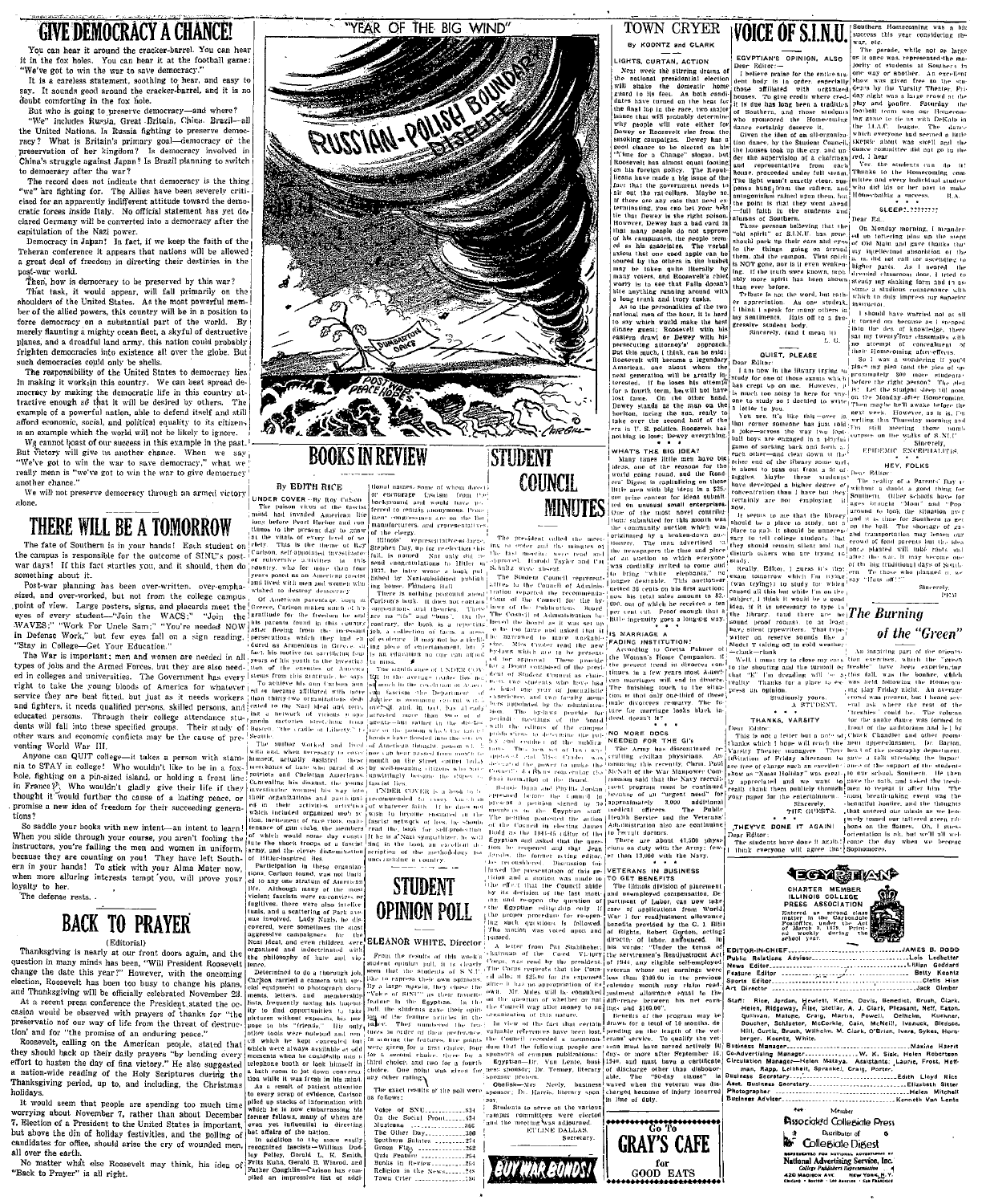# GIVE DEMOCRACY A CHANCE!

You can hear it around the cracker-barrel. You can hear it in the fox holes. You can hear it at the football game: "We've got to win the war to save democracy."

It is a careless statement, soothing to hear, and easy to say. It sounds good around the cracker-barrel, and it is no doubt comforting in the fox hole.

But who is going to preserve democracy—and where?

"We" includes Russia, Great Britain, China, Brazil—all the United Nations. Is Russia fighting to preserve democracy? What is Britain's primary goal—democracy or the preservation of her kingdom? Is democracy involved in China's struggle against Japan? Is Brazil planning to switch to democracy after the war?

The record does not indicate that democracy is the thing "we" are fighting for. The Allies have been severely criticised for an apparently indifferent attitude toward the democratic forces inside Italy. No official statement has yet declared Germany will be converted into a democracy after the capitulation of the Nazi power.

Democracy in Japan! In fact, if we keep the faith of the Teheran conference it appears that nations will be allowed a great deal of freedom in directing their destinies in the post-war world.

Then, how is democracy to be preserved by this war?

That task, it would appear, will fall primarily on the shoulders of the United States. As the most powerful member of the allied powers, this country will be in a position to force democracy on a substantial part of the world. By merely flaunting a mighty ocean fleet, a skyful of destructive planes, and a dreadful land army, this nation could probably frighten democracies into existence all over the globe. But such democracies could only be shells.

The responsibility of the United States to democracy lies in making it work in this country. We can best spread democracy by making the democratic life in this country attractive enough so that it will be desired by others. The example of a powerful nation, able to defend itself and still afford economic, social, and political equality to its citizens is an example which the world will not be likely to ignore.

We cannot boast of our success in this example in the past. But victory will give us another chance. When we say "We've got to win the war to save democracy," what we really mean is "we've got to win the war to give democracy another chance."

We will not preserve democracy through an armed victory alone.

# THERE WILL BE A TOMORROW

The fate of Southern is in your hands! Each student on the campus is responsible for the outcome of SINU's post-war days! If this fact startles you, and it should, then do something about it.

Post-war planning has been over-written, over-emphasized, and over-worked, but not from the college campus point of view. Large posters, signs, and placards meet the eyes of every student—"Join the WACS;" "Join the WAVES;" "Work For Uncle Sam;" "You're needed NOW in Defense Work," but few eyes fall on a sign reading, "Stay in College—Get Your Education."

The War is important; men and women are needed in all types of jobs and the Armed Forces, but they are also needed in colleges and universities. The Government has every right to take the young bloods of America for whatever service they are best fitted, but just as it needs workers and fighters, it needs qualified persons, skilled persons, and educated persons. Through their college attendance students will fall into these specified groups. Their study of other wars and economic conflicts may be the cause of preventing World War III.

Anyone can QUIT college—it takes a person with stamina to STAY in college! Who wouldn't like to be in a foxhole, fighting on a pin-sized island, or holding a front line in France? Who wouldn't gladly give their life if they thought it would further the cause of a lasting peace, or promise a new idea of freedom for their succeeding generations?

So saddle your books with new intent—an intent to learn! When you slide through your course, you aren't fooling the instructors, you're failing the men and women in uniform, because they are counting on you! They have left Southern in your hands! To stick with your Alma Mater now, when more alluring interests tempt you, will prove your loyalty to her.

The defense rests.

# BACK TO PRAYER

(Editorial)

Thanksgiving is nearly at our front doors again, and the question in many minds has been, "Will President Roosevelt change the date this year?" However, with the oncoming election, Roosevelt has been too busy to change his plans, and Thanksgiving will be officially celebrated November 23.

At a recent press conference the President stated the occasion would be observed with prayers of thanks for "the preservation of our way of life from the threat of destruction" and for "the promise of an enduring peace."

Roosevelt, calling on the American people, stated that they should back up their daily prayers "by bending every effort to hasten the day of final victory." He also suggested a nation-wide reading of the Holy Scriptures during the Thanksgiving period, up to, and including, the Christmas holidays.

It would seem that people are spending too much time worrying about November 7, rather than about December 7. Election of a President to the United States is important, but above the din of holiday festivities, and the polling of candidates for office, should arise the cry of wounded men, all over the earth.

No matter what else Roosevelt may think, his idea of "Back to Prayer" is all right.

## "YEAR OF THE BIG WIND"

RUSSIAN-POLISH BOUNDARY DISPUTE

DUMBARTON OAKS

POST WAR PEACE HOPES

CARGILL

# BOOKS IN REVIEW

By EDITH RICE

UNDER COVER—By Roy Carlson

The poison virus of the fascist mind had invaded American life long before Pearl Harbor and continues to the present day to gnaw at the vitals of every level of society. This is the theme of Roy Carlson, self-appointed investigator of subversive activities in this country, who for more than four years posed as an American fascist and lived with men and women who wished to destroy democracy.

Of American parentage, born in Greece, Carlson makes much of his gratitude for the freedom he and his parents found in this country after fleeing from the intensive persecutions which they had endured as Armenians in Greece. In fact, his motive for sacrificing four years of his youth to the investigation of the enemies of America stems from this gratitude, he says.

To achieve his aim Carlson posed as, or became affiliated with, more than thirty-two organizations dedicated to the Nazi ideal and doctrine—a network of vicious propaganda factories stretching from Boston, "the cradle of Liberty," to Seattle.

The author worked and lived with and, when necessary, to enter himself, actually assisted these merchants of hate who paraded as patriots and Christian Americans. Concealing his disgust, the young investigator wormed his way into their organizations and participated in their activities, activities which included organized mob action, incitement of race riots, maliciousness of gun clubs, the members of which would some day constitute the shock troops of a fascist army, and the clever dissemination of Hitler-inspired lies.

Participation in these organizations, Carlson found, was not limited to any one stratum of American life. Although many of the most violent fascists were ex-convicts, fugitives, there were also intellectuals, and a scattering of Park Avenue socialites. Lady Nazis, he discovered, were sometimes the most aggressive campaigners for the Nazi ideal, and even children were organized and indoctrinated with the philosophy of hate and violence.

Determined to do a thorough job, Carlson carried a camera with special equipment to photograph documents, letters, and membership lists, frequently taking his fingerprints to find opportunities to take pictures without exposure to his purpose in his "friends." His only other tools were notepad and pencil which he kept concealed for moments when he could slip into a telephone booth or lock himself in a bath room to jot down conversation while it was fresh in his mind.

As a result of patient attention to every scrap of evidence, Carlson piled up stacks of information with which he is now embarrassing his former fellows, many of whom are even yet influential in directing the affairs of the nation.

In addition to the more easily recognized fascists—William Dudley Pelley, Gerald L. K. Smith, Fritz Kuhn, Gerald B. Winrod, and Father Coughlin—Carlson has compiled an impressive list of additional names, some of whom doesn't encourage fascism from the background and would have preferred to remain anonymous. Prominent congressmen are on the list, manufacturers, and representatives of the clergy.

Illinois' representative-at-large Stephen Day, up for re-election this fall, is named. Not only did he send congratulations to Hitler in 1935, he later wrote a book published by Nazi-subsidized publishing house, Flanders Hall.

There is nothing pointedly amusing in Carlson's book. It does not contain sensations and theories. There are no "ifs" and "buts." On the contrary, the book is a reporter's job, a collection of facts, a mass of evidence. It may not be a thrilling piece of entertainment, but it is an education no one can afford to miss.

The significance of UNDER COVER to the average reader lies not so much in the revelation of American fascism—the Department of Justice is amassing records with which to deal with it, and, in fact, has already arrested more than one of these agents—but rather in the disclosure of the poison which has spread from books have flooded into the streets of American thought, poison which one can hear passed from mouth to mouth on the street and in daily life by well-meaning citizens who have unwittingly become the dupes of fascist lies.

UNDER COVER is a book to be recommended for every American of whatever faith. If he does not wish to become ensnared in the fascist network of lies, he should read the book for self-protection. If he is a Nazi sympathizer, he will find in the book an excellent description of the methodology he must employ in his country.

# STUDENT OPINION POLL

ELEANOR WHITE, Director

From the results of this week's student opinion poll, it is clearly seen that the students of S.I.N.U. like to express their own opinions. Of a large margin, the students chose "Voice of SINU" as their favorite feature in the Egyptian. In the poll the students gave their opinion of the feature articles in the paper. They numbered the features in order of their preference. In scoring the features, five points were given for a first choice, four for a second choice, three for a third choice, and two for a fourth choice. One point was given for any other ratings.

The exact results of the poll were as follows:

| | |
|---|---|
| Voice of SNU | 834 |
| On the Social Front | 434 |
| Madame | 365 |
| The Other Day | 300 |
| Southern Belles | 274 |
| Green Fly | 262 |
| Club Frater | 264 |
| Books in Review | 254 |
| Religion in the News | 248 |
| Town Crier | 186 |

# STUDENT COUNCIL MINUTES

The president called the meeting to order and the minutes of the last meeting were read and approved. Harold Taylor and Pat Schultz were absent.

The Student Council representatives to the Council of Administration reported the recommendations of the Council for the by-laws of the Publications Board. The Council of Administration believed the board as it was set up to be too large and asked that it be narrowed to more workable size. Miss Crider read the new by-laws which are to be presented for approval. These provide for a Board composed of the president of Student Council as chairman, two students who have had at least one year of journalistic experience, and two faculty members appointed by the administration. The by-laws provide for periodic meetings of the board with the editors of the campus publications to determine the policy and conduct of the publications. The new set of by-laws was approved and Miss Crider was directed to the power to make the Council's by-laws concerning the final formation of the Board.

Bobbie Dunn and Phyllis Jordan appeared before the Council to present a petition signed by 56 members of the Egyptian staff. The petition protested the action of the Council in electing James Hold as the 1944-45 editor of the Egyptian and asked that the question be reopened and that Jean Jordan, the former acting editor, be considered. Discussion followed the presentation of this petition and a motion was made to the effect that the Council abide by its decision of the last meeting and re-open the question of the Egyptian editorship only if the proper procedure for re-opening such questions is followed. The motion was voted upon and passed.

A letter from Pat Stahlheber, chairman of the Coed Victory Corps, was read by the president. The Corps requests that the Council allot it $25.00 for its expenses since it has no appropriation of its own. Mr. Miles will be consulted on the question of whether or not the Council may allot money to an organization of this type.

In view of the fact that certain other offices were yet to be elected, the Council recorded a memorandum that the following people are sponsors of campus publications:

Egyptian—Dr. Van Lente, business sponsor; Dr. Tenney, literary sponsor.

Obelisk—Mrs. Neely, business sponsor; Dr. Harris, literary sponsor.

Students to serve on the various campus committees were elected and the meeting was adjourned.

EULINE DALLAS, Secretary.

BUY WAR BONDS!

# TOWN CRYER

By KOONTZ and CLARK

LIGHTS, CURTAIN, ACTION

Next week the stirring drama of the national presidential election will shake the domestic home guard to its feet. As both candidates have turned on the heat for the final lap in the race, two accomplices that will probably determine why people will vote either for Dewey or Roosevelt else from the smoking campaigns. Dewey has a good chance to be elected on his "Time for a Change" slogan, but Roosevelt has almost equal footing on his foreign policy. The Republicans have made a big issue of the fact that the government needs to sit out the rat-cellars. Maybe so, if there are any rats that need exterminating, you can bet your boots that Dewey is the right poison. However, Dewey has a bad card in that many people do not approve of his campaigns, the people termed as his associates. The verbal axiom that one good apple can be soured by the others in the bushel may be taken quite literally by many voters, and Roosevelt's chief worry is to see that Falla doesn't bite anything coming around with a long trunk and ivory tusks.

As to the personalities of the two national men of the hour, it is hard to say which would make the best dinner guest; Roosevelt with his eastern drawl or Dewey with his persecuting attorney's approach. But this much, I think, can be said: Roosevelt will become a legendary American, one about whom the next generation will be greatly interested. If he loses his attempt for a fourth term, he will not have lost fame. On the other hand, Dewey stands as the man on the horizon, facing the sun, ready to take over the second half of the era in U. S. politics. Roosevelt has nothing to lose; Dewey everything.

\* \* \*

WHAT'S THE BIG IDEA?

Many times little men have big ideas, one of the reasons for the world going round, and the Readers' Digest is capitalizing on these little men with big ideas in a $25,000 prize contest for ideas submitted on unusual small enterprises. One of the most novel contributions submitted for this month was the community service which was originated by a broken-down auctioneer. The man advertised in the newspapers the time and place of an auction to which everyone was cordially invited to come and to bring "white elephants," of useless desirable. This auctioneer netted 36 cents on his first auction; now his total sales amount to $2,000, out of which he receives a ten per cent cut. Proof enough that a little ingenuity goes a long-way.

\* \* \*

IS MARRIAGE A FADING INSTITUTION?

According to Greta Palmer of the Woman's Home Companion, at the present trend in divorces continues in a few years most American marriages will end in divorce. The banishing touch to the situation is that only one-third of these male divorcees re-marry. The future for marriage looks black indeed, doesn't it?

\* \* \*

NO MORE DOCS NEEDED FOR THE GI's

The Army has discontinued recruiting civilian physicians. According to the recently Cmn. Paul McNutt of the War Manpower Commission said that the Navy recruitment program must be continued because of an "urgent need" for approximately 3,000 additional medical officers. The Public Health Service and the Veterans' Administration also are continuing to recruit doctors.

There are about 47,500 physicians on duty with the Army; fewer than 13,000 with the Navy.

\* \* \*

VETERANS IN BUSINESS TO GET BENEFITS

The Illinois division of placement and unemployed compensation, Department of Labor, can now take care of applications from World War I for readjustment allowance benefits provided by the G. I. Bill of Rights, Robert Gordon, acting director of labor, announced. In his words: "Under the terms of the serviceman's Readjustment Act of 1944, any eligible self-employed veteran whose net earnings were less than $100.00 in the previous calendar month may claim readjustment allowance equal to the difference between his net earnings and $100.00."

Benefits of the program may be drawn for a total of 10 months, depending on the length of the veteran's service. To qualify the veteran must have served actively 90 days or more after September 16, 1940, and must have a certificate of discharge other than dishonorable. The "90-day clause" is waived when the veteran was discharged because of injury incurred in line of duty.

Go To GRAY'S CAFE for GOOD EATS

# VOICE OF S.I.N.U.

EGYPTIAN'S OPINION, ALSO

Dear Editor:—

I believe praise for the entire student body is in order, especially those affiliated with organized houses. To give credit where credit is due has long been a tradition of Southern, and those students who sponsored the Homecoming dance certainly deserve it.

Given the idea of an all-organization dance, by the Student Council, the houses took up the cry and under the supervision of a chairman and representative from each house, proceeded under full steam. The light wasn't exactly clear, suspicions hung from the rafters, and antagonism rained upon them, but the point is that they went ahead—full faith in the students and alumni of Southern.

Those persons believing that the "old spirit" at S.I.N.U. has gone should park up their ears and eyes to the things going on around them. All the campus. That spirit is NOT gone, nor is it even weakening. If the truth were known, probably more spirit has been shown than ever before.

Tribute is not the word, but rather appreciation. As one student, I think I speak for many others in my sentiments. Hats off to a progressive student body.

Sincerely, (and I mean it)
L. G.

\* \* \*

QUIET, PLEASE

Dear Editor:

I am now in the library trying to study for one of those exams which has crept up on me. However, it is much too noisy in here for anyone to study so I decided to write a letter to you.

You see, it's like this—over in that corner someone has just told a joke—across the way two football boys are engaged in a playful game of socking back and forth at each other—and clear down in the other end of the library some girl is about to pass out from a fit of giggles. Maybe these students have developed a higher degree of concentration than I have but they certainly are not employing it now.

It seems to me that the library should be a place to study, not a place to talk. It should be unnecessary to tell college students that they should remain silent and not disturb others who are trying to study.

Really, Editor, I guess it's that exam tomorrow which I'm trying (was trying) to study for which caused all this but while I'm on the subject, I think it would be a good idea, if it is necessary to type in the library, that there are the sound proof rooms) to at least have silent typewriters. That type-writer on reserve sounds like a Model T taking off in cold weather—clank—clank.

Well I must try to close my ears to the shouting and the turmoil so that "E" I'm dreading will be a little "E". Thanks for a place to express my opinion.

Studiously yours,
A STUDENT.

\* \* \*

THANKS, VARSITY

Dear Editor:

This is not a letter but a note of thanks which I hope will reach the Varsity Theater manager. They wrote a very complimentary invitation of Friday afternoon to see free of charge such an excellent show as "Xmas Holiday" was greatly appreciated and we want to really thank them publicly through your paper for the entertainment.

Sincerely,
THE GUESTS.

\* \* \*

THEY'VE DONE IT AGAIN!

Dear Editor:

The students have done it again! I think everyone will agree that Southern Homecoming was a big success this year considering the war, etc.

The parade, while not as large as it once was, represented the majority of students at Southern in one way or another. An excellent show was given free to the students by the Varsity Theater. Friday night was a large crowd at the play and bonfire. Saturday the football team won the Homecoming game to tie us with DeKalb in the I.I.A.C. league. The dance which everyone had seemed a little skeptic about was swell and the dance committee did not go in the red, I hear.

Yes, the students can do it! Thanks to the Homecoming committee and every individual student who did his or her part to make Homecoming a success.

H. A.

\* \* \*

SLEEP?.???????

Dear Ed.,

On Monday morning, I meander out on tottering pins up the steps of Old Main and gaze thanks that my intellectual absorption of the a. m. did not call for ascending to higher parts. As I neared the dreaded classroom door, I tried to steady my shaking form and to assume a studious countenance with which to duly impress my superior instructor.

I should have worried not at all. It turned out because as I stepped into the den of knowledge, there sat my twenty-four classmates with no attempt of concealment of their Homecoming after-effects.

So I was a wondering if you'd please my idea (and the idea of approximately 500 more students) before the right person? The idea is: Let the student sleep till noon on the Monday after Homecoming. (Then maybe he'll awake before the next week.) However, as is I'm writing this Thursday morning and I'm still meeting those numb corpses on the walks of S.N.U.

Sincerely,
EPIDEMIC ENCEPHALITIS.

\* \* \*

HEY, FOLKS

Dear Editor:

The reality of a Parents' Day or without a doubt a good thing for Southern. Other schools have for ages brought "Mom" and "Pop" around to look the situation over and it is time for Southern to get on the ball. The shortage of gas and transportation may lessen our crowd of fond parents but the idea is, started will be fed strong, and after the war, it may become one of the traditional days of Southern. To those who planned it, we say "Hats off!"

Sincerely,
PEW

# The Burning of the "Green"

An inspiring part of the orientation exercises which the "green freshie" have been experiencing the past fall was the bonfire, which was held following the Homecoming play Friday night. An average crowd was present, but I heard several ask where the rest of the "freshies" could be. The column for the snake dance was formed in front of the auditorium and led by Chuck Chandler and other prominent upper-classmen. Dr. Barton of the speech-geography department gave a talk stressing the importance of the support of the students to our school, Southern. He then gave the oath, and asked the freshmen to repeat it after him. The most breath-taking event was the beautiful bonfire, and the thoughts that entered our minds as we tearfully tossed our treasured green ribbons on the flames. Oh, I guess orientation is ok, but we'll all welcome the day when we become Sophomores.

EGYPTIAN

CHARTER MEMBER ILLINOIS COLLEGE PRESS ASSOCIATION

Entered as second class matter in the Carbondale Postoffice under the act of March 3, 1879. Printed weekly during the school year.

| | |
|---|---|
| EDITOR-IN-CHIEF | JAMES B. DODD |
| Public Relations Advisor | Lois Ledbetter |
| News Editor | Lillian Goddard |
| Feature Editor | Betty Koontz |
| Sports Editor | Cletis Hise |
| Art Director | Jack Cargill |

Staff: Rice, Jordan, Hewlett, Kettle, Davis, Benedict, Brush, Clark, Helen, Ridgeway, Fike, Stellar, A. J. Clark, Pleasant, Neff, Eaton, Sullivan, Malone, Craig, Martin, Powell, Oelheim, Kuehner, Boucher, Schlueter, McCorkle, Cain, McNeill, Ivanuck, Bledsoe, Hill, Curtis, Brush, Wilhelm, M. Clark, O'Brien, Ivers, Sykes, Hornberger, Koontz, White.

| | |
|---|---|
| Business Manager | Maxine Harris |
| Co-Advertising Manager | W. K. Sisk, Helen Robertson |
| Circulation Manager—Helen Mataya. Assistants: Laurie, Frost, Hoffman, Rapp, Lelshelt, Spraekel, Craig, Porter. | |
| Business Secretary | Edith Lloyd Rice |
| Asst. Business Secretary | Elizabeth Sitter |
| Photographer | Helen Mitchell |
| Business Advisor | Kenneth Van Lente |

Member Associated Collegiate Press

Distributor of Collegiate Digest

REPRESENTED FOR NATIONAL ADVERTISING BY National Advertising Service, Inc. College Publishers Representative 420 MADISON AVE. NEW YORK, N. Y. CHICAGO • BOSTON • LOS ANGELES • SAN FRANCISCO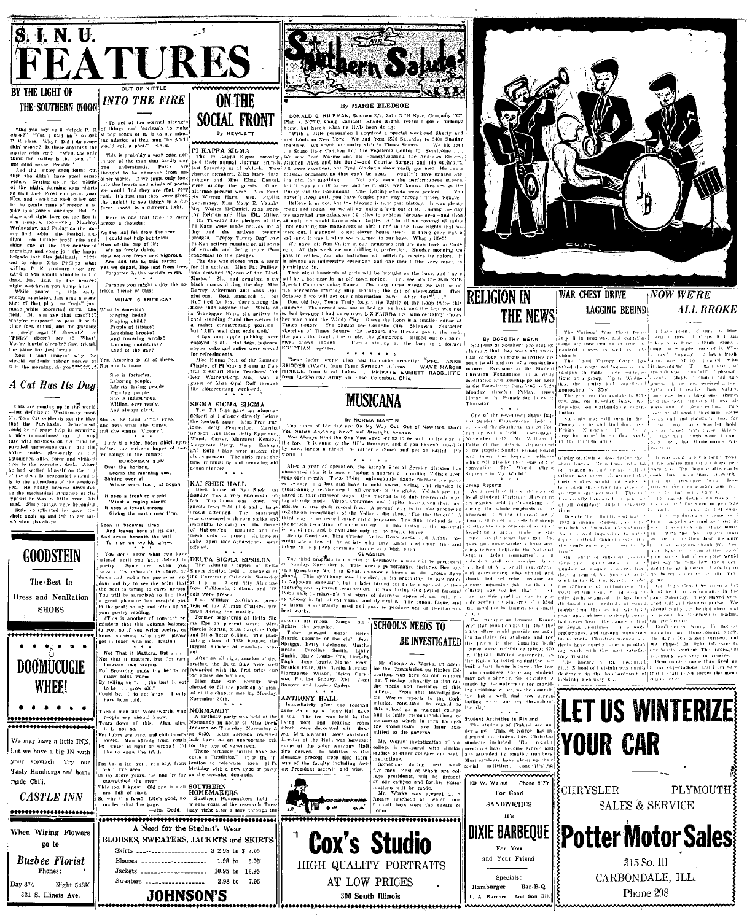# S. I. N. U. FEATURES

## BY THE LIGHT OF THE SOUTHERN MOON

"Did you say an 8 o'clock P. E. class?" "Yes, I said an 8 o'clock P. E. class. Why? Did I do something wrong? Is there anything the matter with 'em?" "Well, the only thing the matter is that you ain't got good sense, Possible."

And that sister soon found out that she didn't have good sense either. Getting up in the middle of the night, donning gym shorts so that Jack Frost can paint your legs, and knocking each other out in the gentle game of soccer is no joke in anyone's language. But it's done and sight here on the Southern campus, too—every Monday, Wednesday, and Friday on the soccer field behind the football stadium. For further proof, rise and shine one of the fore-mentioned mornings and come join the happy brigade that Miss Phillips... out to show Miss Phillips what willing P. E. students they are. (And if you should stumble in the dark, just light up the nearest night watchman you bump into!

While you're up this early, snoopy spectator, just grab a snapshot of that play the "reds" just made, while scorching down the field. "Did you see that pass???" They're supposed to pass it with their feet, stupid, and the pastime is purely legal if "Howsie" or "Pinky" doesn't see it! What? You're tootin' already? Say, friend, the game has just begun.

Now I can't imagine why he should suddenly labor soccer at 8 in the morning, do you?????????

## A Cat Has Its Day

Cats are coming up in the world—or definitely! Wednesday noon Mr. Tom Cat evidently got the idea that the Purchasing Department could be of some help in securing a nice non-rationed rat. At any rate with business on his mind he paraded unceremoniously into the office, smiled pleasantly at the astonished office force and slinked over to the executive desk. After he had settled himself on the top of the desk he responded splendidly to the attentions of the employees. He finally became disinterested in the mechanical structure of the typewriter was a little over his head. Since things were becoming a little complicated he gave the whole deal up and left to get satisfaction elsewhere.

## GOODSTEIN

The Best In Dress and NonRation SHOES

## DOOMUCUGIE WHEE!

We may have a little INN, but we have a big IN with your stomach. Try our Tasty Hamburgs and home made Chili.

## CASTLE INN

When Wiring Flowers go to

**Buzbee Florist**

Phones:

Day 374 Night 543K

321 S. Illinois Ave.

## OUT OF KITTLE — INTO THE FIRE

"To get at the eternal strength of things, and fearlessly to make strong songs of it, is to my mind, the mission of that man the world would call a poet." E.A.R.

This is probably a very good definition of the man that hardly any one understands. Poets are thought to be someone from another world. If we could only look into the hearts and minds of poets, we would find they are real, very real. It's just that they were given the insight to see things in a different mood, in a different light.

Here is one that tries to carry across a thought:

> As the leaf fell from the tree
> I could not help but think
> How oft the cup of life
> We so freely drink.
> How we are fresh and vigorous,
> And add life to this earth; ...
> Yet we depart, like leaf from tree,
> Forgotten in the world's mirth.

Perhaps you might enjoy the patriotic theme of this:

**WHAT IS AMERICA?**

> What is America?
> Singing bells?
> Playing child?
> People of leisure?
> Laughing brooks?
> And towering woods?
> Looming mountains?
> Land of the gay?
>
> Yes, America is all of these.
> But she is more.
>
> She is factories,
> Laboring people,
> Liberty loving people,
> Fighting people.
> She is industrious,
> Willing, ever ready,
> And always alert.
>
> She is the Land of the Free.
> She gets what she wants,
> And she wants "Victory".

Here is a short poem which symbolizes the writer's hopes of better things in the future.

**EUROPEAN SUN**

> Over the horizon,
> Looms the morning sun,
> Shining over all
> Whose work has just begun.
>
> It sees a troubled world
> 'Midst a raging storm;
> It sees a tyrant strong
> Giving the earth new form.
>
> Soon it becomes tired
> And leaves here at its cue,
> And drops beneath the veil
> To rise on worlds anew.

You don't know what you have missed until you have delved in poetry. Sometimes when you have a few moments to spare, sit down and read a few poems or shadow and try to see the point that the poet is trying to carry across. You will be surprised to find that a great pleasure has escaped you in the past; so try and catch up on your poetry reading.

(This is another of constant reminders that this column belongs to you, so if you write poetry, or know someone who does, please get in touch with me.—Kittie.)

Not That It Matters, But . . . . Not that it matters, but I'm torn between two storms.

For Browning made the hearts of many folks warm

By telling us "... the best is yet to be ... grow old."

Could be. I do not know. I only have been told.

Then a man like Wordsworth, who people say should know,

Tears down all this. Alas, alas, it is not so.

For babes are pure, and childhood's sweet. Man grows from youth but which is right or wrong? I'd like to know the truth.

I'm but a lad, yet I can say, from what I've seen

In my score years, the line by far I think outweighed the mean.

This too, I know. Old age is rich and full of sage.

So why this fuss? Life's good, no matter what the page.

—Jim Dodd.

## ON THE SOCIAL FRONT

By HEWLETT

### PI KAPPA SIGMA

The Pi Kappa Sigma sorority held their annual alumnae brunch last Saturday at 11 o'clock. Two charter members, Miss Mary Entsminger and Miss Elma Deneal, were among the guests. Other alumnae present were: Mrs. Franklin Warren Hart, Mrs. Phyllis Sennenney, Miss Mary E. Vaught, Mrs. Walter McDaniel, Miss Dorothy Redman and Miss Ella Miller.

On Tuesday the pledges of the Pi Kaps were made actives for a day and the actives became pledges. "Topsy Turvy Day" saw Pi Kap actives running on all sorts of errands and being more than congenial to the pledges.

The day was closed with a party for the actives. Miss Pat Pulliam was crowned "Queen of the Black Marks." She had acquired sixty black marks during the day. Miss Darrey Ackerman and Miss Opal Gittins. Both managed to out Ruff tied for first place among the more than anyone else. While on a Scavenger Hunt, six actives in good standing found themselves in a rather embarrassing position—but "All's well that ends well."

Songs and apple bobbing were enjoyed by all. Hot dogs, popcorn, apples, coke and coffee were served for refreshments.

Miss Donna Pohl of the Lanande Chapter of Pi Kappa Sigma at Central Missouri State Teachers' College, Warrensburg, Mo., was a guest of Miss Opal Ruff through the Homecoming week-end.

### SIGMA SIGMA SIGMA

The Tri Sigs gave an alumnae dessert at 1 o'clock directly before the football game. Miss Fran Purdue, Betty Pemberton, Martha Grimes, Kay Isom, Betty Epperson, Wanda Carter, Margaret Kenney, Margaret Perry, Mary Emhoune and Ruth Cease were among the alums present. The girls spent the time reminiscing and renewing old acquaintances.

### KAI SHEK HALL

Open house at Kai Shek last Sunday was a very successful affair. The house was open to guests from 2 to 5 and a large crowd attended. The basement was decorated with corn stalks and pumpkins to carry out the theme of Hallowe'en. Dancing and refreshments—punch, Hallowe'en cake, open face sandwiches—were offered.

### DELTA SIGMA EPSILON

The Alpha Chapter of Delta Sigma Epsilon held a luncheon at the University Cafeteria, Saturday at 1 p. m. About fifty alumnae from California, Indiana, and Illinois were present.

Miss Willene McGinnis, president of the Alumna Chapter, presided during the meeting.

Former presidents of Delta Sigma Epsilon present were: Mrs. Harold Martin, Miss Caroline Cobb and Miss Betty Sitley. The graduating class of 1938 boasted the largest number of members present.

After an all night session of decorating, the Delta Sigs were well rewarded with the first prize cup for house decorations.

Miss Jane Ellen Burkitt was elected to fill the position of pianist at the chapter meeting Monday, November 30th.

### NORMANDY

A birthday party was held at the Normandy in honor of Miss Doris Jackson on Thursday, November 2, at 6:30. Miss Jackson received half hose as an appropriate gift for the age of seventeen.

These birthday parties have become a "tradition." It is the intention to celebrate each girl's birthday with a new type of party as the occasion demands.

### SOUTHERN HOMEMAKERS

Southern Homemakers held a wiener roast at the reservoir Tuesday night after a hike through the

## Southern Salutes

By MARIE BLEDSOE

DONALD G. HILEMAN, Seaman 2/c, 35th NCB Spec. Company "C", Plat. 4, NTTC, Camp Endicott, Rhode Island, recently got a furlough home, but here's what he HAD been doing ...

"With a little persuasion I acquired a special week-end liberty and met Louis in New York. We had from 1800 Saturday to 2400 Sunday together. We spent our entire visit in Times Square. ... We hit both the Stage Door Canteen and the Pepsicola Center for Servicemen. ... We saw Fred Waring and his Pennsylvanians, the Andrews Sisters, Mitchell Ayes and his Band—and Charlie Barnett and his orchestra. All were excellent, but Fred Waring's show really got me! He has a musical organization that can't be beat. I wouldn't have missed seeing him for anything. ... Not only were the performances superb, but it was a thrill to see and be in such well known theatres as the Roxy and the Paramount. The lighting effects were perfect. ... You haven't lived until you have fought your way through Times Square.

Believe it or not, but the bivouac is now past history. It was plenty rough and tough, but we all got quite a kick out of it. During the day we marched approximately 14 miles to another bivouac area—and then at night we would have a sham battle. All in all we covered 45 miles (not counting the maneuvers at night) and in the three nights that we were out I managed to get eleven hours sleep. It there ever was a sad sack, it was I when we returned to our base. What a life!"

We have left Sun Valley in our memories and are now back at Endicott. All this week we are drilling to perfection. Sunday morning we pass in review, and our battalion will officially receive its colors. It is always an impressive ceremony and one that I like very much to participate in.

That night hundreds of girls will be brought on the base, and there will be a hot time in the old town tonight. You see, it's the 35th NCB Special Commissioning Dance. The next three weeks we will be on the Stevedore training skid, learning the art of stevedoring. Then October 8 we will get our embarkation leave. After that?....

Doe, old boy... Yours Truly fought the Battle of the Loop twice this summer. The second was not as bad as the first, and the first was not so bad because I had as convoy, LIZ FAIRBAIRN, who certainly knows her way about the Windy City. Guess the Loop is a smaller edition of Times Square. You should see Cornelia Otis Skinner's character sketches of Times Square—the beggars, the theatre goers, the rich, the poor, the tragic, the comic, the glamorous. Missed out on some swell shows, though... Here's wishing all the best to a former EGYPTIAN reporter.

These lucky people also had furloughs recently: PFC. ANNE RHODES (WAC), from Camp Seymour, Indiana... WAVE MARGIE HINKLE, from Great Lakes... PRIVATE EMMETT RADCLIFFE, from Lockbourne Army Air Base, Columbus, Ohio.

## MUSICANA

By NORMA MARTIN

Top tunes of the day are: On My Way Out, Out of Nowhere, Don't You Notice Anything New? and Straighten Avenue.

You always hear the One You Love seems to be well on its way to the top. It is sung by the Mills Brothers, and if you haven't heard it by now, invest a nickel (or rather a dime) and get an earful. It's worth it.

After a year of operation, the Army's Special Service division has announced that it is now shipping a quarter of a million V-discs overseas each month. These 12-inch unbreakable plastic platters are packed twenty to a box and have brought sweet, swing, and classics to music-hungry servicemen in all corners of the globe. V-discs are prepared in four different ways. One method is to dub recordings already made. Victor, Columbia, and Capitol have given their permission to use their record files. A second way is to take air-checks off-the-air recordings of the V-disc radio show, "For the Record." A third way is to record other radio programs. The final method is the in-person recording of name artists. In this instance, the material is brand new and is available only to the armed forces.

Benny Goodman, Bing Crosby, Andre Kostelanetz, and Arthur Toscanini are a few of the artists who have contributed their time and talent to help keep servicemen's morale at a high pitch.

**CLASSICS**

The third program in a series of Beethoven works will be presented on Sunday, November 5. This week's presentation includes Beethoven's Symphony No. 3 in E-flat, commonly known as the Eroica Symphony. This symphony was intended, in its beginning, to pay honor to Napoleon Bonaparte but it later turned out to be a symbol of Beethoven's own spiritual resurrection. It was during this period (around 1802) that Beethoven's first signs of deafness appeared, and still his symphony is full of expression and dynamics. The canon, fugue, and variation is constantly used and goes to produce one of Beethoven's best works.

...autumn afternoon. Songs highlighted the occasion.

Those present were: Helen Starck, sponsor of the club, Jean Spriggs, Betty Lachrone, Martha Brown, Caroline Smith, Libby Smith, Mary Louise Cox, Dorothy Pagler, Jane Laurie, Marion Frost, Doris Pitts, Mrs. Bertha Burgess, Marguerite Wilson, Helen Gerri and Pauline Schuey, Nell Jean Bowyer, and Lorraine Ogden.

### ANTHONY HALL

Immediately after the football game Saturday Anthony Hall gave a tea. The tea was held in the living room and reading room which were decorated with flowers. Mrs. Marshall Howe, assistant director of the Hall, was hostess. Some of the older Anthony Hall girls served. In addition to the alumnae present were also members of the faculty including Acting President Merwin and wife.

## SCHOOL'S NEEDS TO BE INVESTIGATED

Mr. George A. Works, an agent for the Commission on Higher Education, was here on our campus last Tuesday primarily to find out the needs and facilities of this college. From this investigation Mr. Works reports to the Commission conditions in regard to this school as a regional college and submits recommendations or comments which in turn through the Commission are later submitted to the governor.

Mr. Works' investigation of our college as compared with similar studies of other colleges and state institutions.

Some time during next week five men, most of whom are college presidents, will be present on our campus and further examinations will be made.

Mr. Works was present at a Rotary luncheon at which our football boys were the guests of honor.

## RELIGION IN THE NEWS

By DOROTHY BEAR

Students at Southern are still recalling that they were not aware that various religious activities are open to all and are of a continuing nature. Everyone at the Student Christian Foundation is a daily meditation and worship period held in the Foundation from 5:00 to 5:20 Monday through Friday, open House at the Foundation is every Thursday.

One of the seventeen State Baptist Student Conventions held in states of the Southern Baptist Convention will be held in Carbondale, November 10-12. Mr. William J. Fallis of the editorial department of the Baptist Sunday School Board will be the keynote address, which will also be the theme of the convention: "The World, Christ Supreme in My World."

**China Reports**

As a result of the conference of local student Christian Movement Secretaries held in Chungking last spring, the whole emphasis of the program is being changed from a relief to a selected group of students to provision of service benefiting a larger number of students. As the years have gone by, more and more students have seen their need and the National Student Relief committee with ... subsidies and scholarships have reached only a small proportion ... and determining who should and should not get relief because almost impossible job. So the committee ... that the answer to this problem was to provide service to students of a kind that need not be limited to a small group.

For example at Kunmin, Kuan... West there is one hot bath for every... universities, could provide no bathing facilities for students and teachers. The price at the common bath houses were prohibitive (about $20 in China's inflated currency). ... Christian student worker ... built a bath house between the two main campuses where any student may get a shower. No provision is made by the university for providing drinking water, so the committee put a well and now service boiling water and tea throughout the day.

**Student Activities in Finland**

The students of Finland are under arms. This, of course, has influenced all student life. Christian students included. The regular meetings have become scarce and are attended by smaller numbers. Most students have given up their social activities, concentrating wholly on their studies during their short leaves. Even those who for one reason or another are not in the forces have ... the fields ... their studies would not suffer ... is enlisted on ... work. The ... has ... the professor ... for all voluntary students ...

Despite the difficulties of war, 1943 a ... summer conference was held at Petersburg ... at which it proved impossible to ... students ... and many of the ... the conference ... to hold a ... of ... activities ... tions and organizations ... a larger number of women students has ... great remarkable ... welfare work in the East of Karelia and ... the difference of ... who ... have ... ally ... had been ... ago ... and never heard the ... Christian ... in ... and with ... dents ... have ... in ... ory results.

The library of the Technical High School of Helsinki was totally destroyed in the bombardment of Helsinki, February 6-7.

## WAR CHEST DRIVE LAGGING BEHIND

The National War Chest Drive is still in progress, and contributions are now coming in from organized houses as well as individuals.

The Good Victory Corps has asked the organized houses on the campus to make their contributions as a group. Up to Wednesday, the faculty had contributed approximately $700.

The goal for Carbondale is $11,000, and on Tuesday $6,285 was deposited on Carbondale's contribution.

Students may still turn in their money up to and including next Friday, November ... It may be turned in to Mrs. Neely in the English office.

## NOW WE'RE ALL BROKE

I have plenty of time to think about it now. Perhaps if I had taken more time to think before, I could have made more of it. Who knows! Anyway, it's a lovely fresh ... was ... pleased ... Homecoming. This ... fall ... the fall was a ... of pleasant ... events ... Maybe I should add ... one ... I'll ... given ... ... ... being ... ... ... ... ... were ... ... ... the ... ...

It was good to see a large crowd at the auditorium for ... Hollywood. ... The booths ... afterwards ... have been more ... ... ... as a team ... were all ... a swell ... the ... Cheers ... We ... down ... Saturday ... ... ... the ... of ... were ... the game ... the day ... our ... by the ... ... ... and ... game.

Our boys should be given a big hand. ... Saturday. They played very good ball and deserve praise. We should really get behind them and be proud that Southern is leading the conference.

... to the wrong. I'm not deprecating our Homecoming spirit. The dance had a good turnout; and we ... the ... ... to our hearts' content. The results, but ... was ... very impressive ...

... more than ... to my expectations, and I am sure that I shall never forget the memorable event.

Cox's Studio — HIGH QUALITY PORTRAITS AT LOW PRICES — 300 South Illinois

100 W. Walnut — Phone 517Y

For Good SANDWICHES It's

## DIXIE BARBEQUE

For You and Your Friend

Specials: Hamburger, Bar-B-Q

L. A. Karcher And Son Bill

## LET US WINTERIZE YOUR CAR

CHRYSLER PLYMOUTH SALES & SERVICE

## Potter Motor Sales

315 So. Ill.

CARBONDALE, ILL.

Phone 298

A Need for the Student's Wear

**BLOUSES, SWEATERS, JACKETS and SKIRTS**

| Item | Price | |
|---|---|---|
| Skirts | $ 2.98 to | $ 7.95 |
| Blouses | 1.98 to | 5.95 |
| Jackets | 10.95 to | 16.95 |
| Sweaters | 2.98 to | 7.95 |

**JOHNSON'S**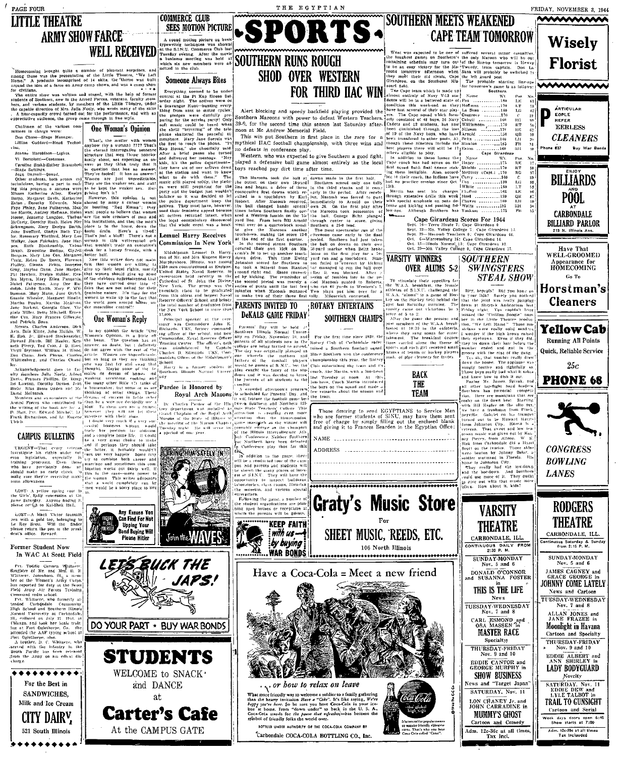# LITTLE THEATRE ARMY SHOW FARCE WELL RECEIVED

Homecoming brought quite a number of pleasant surprises, and among these was the presentation of the Little Theatre, "We Left Home." A production comprised of 14 skits, the theme was built around the idea of a farce on Army camp shows, and was a camp show for civilians.

The entire show was written and staged, with the help of former students of Southern, now in the Armed Forces, veterans, faculty members, and various students, by members of the Little Theatre, under the capable direction of Mrs. Julia Neely, who wrote many of the skits. A near-capacity crowd turned out for the performance, and with an appreciative audience, the group came through in fine style.

Chairmen of the various committees in charge were:

Don Chase—Stage Manager.
Lillian Goddard—Head Technician.
Jeanne Haroldson—Lights.
Vi Bortolotti—Costumes.
Caroline Smith-Esther Braunstedt—Stage Settings.
Jean Darnall—Sound.

Other students, both actors and technicians, having a part in making this program a success were Misses Katherine Alley, Evelyn Burns, Margaret Davis, Katherine Enter, Dorothy Edwards, Noia Faye Finley, June Fulkerson, Maxine Harris, Audrey Hoffman, Helen Howse, Jeanette Langdon, Thelma McCarty, Dorothy Rush, Helen Marie Schwegman, Mary Evelyn Smith, Jane Swofford, Gloria Ruth Taylor, Rosemary Thetford, Mary Lou Walker, Joan Fairbairn, Jane Harper, Ruth Blankenship, Velma Brush, Ernestine Bollina, Clydell Burgess, Mary Lou Cox, Margaret Cralk, Helen De Bonty, Florence Fralley, Glenna Fritts, Imogene Gray, Maxine Gunn, Jane Harper, Pat Hewlett, Evelyn Huber, Dayla Myers, Mary Ellen Pangonis, Mabel Patterson, Amy Dee Randolph, Libby Smith, Mary F. Williamson, Mary Mann, June Ulrich, Guante Wheeler, Margaret Hoelle, Martha Pharles, Martha McAlpine, Jane Burkett, Georgia Ghar, Virginia Miller, Bette Mitchell, Ernestine Cox, Mary Frances Gillespie, and Patricia Bean.

Messrs. Charles Anderson, Dick K. Ells Klotz, John Mollis, W. K. Sisk, Jr., Edward Steckenrider, Howard Harris, Bill Hasley, Kenneth Piercy, Ted Gan, J. D. Hart, Virgil Seymour, William H. Wood, Don Chase, Jack Harris, Charles Whittenberg, and Charles Chandler.

Acknowledgement goes to faculty members Julia Neely, Arleen Davis, Frances Phillips, Dr. Douglas Lawson, Dorothy Davies, Jean Stehr, Miss Susie Ogden and Mr. David McIntosh.

Members and ex-members of the Armed Forces who contributed to the writing of the book are Sgt. J. D. Hart, Pvt. Edward Mitchell, Lt. Frank Richardson, and Lt. Eugene Ulrich.

## CAMPUS BULLETINS

URGENT—That every veteran investigate his rights under veterans legislation, especially in training programs. Even those who have previously done so should make an early check to make sure they're receiving maximum allowances.

LOST—A yellow spring coat in the Girls' Rally concession at the game Saturday. Anyone finding it, please return to Kai-Shek Hall.

LOST—A black Victor fountain pen with a gold top, belonging to Le Roy Strott. Will the finder please return the pen to the president's office. Reward.

## Former Student Now In WAC At Scott Field

Pvt. Teddie Carmen Whittacre, daughter of Mr. and Mrs. D. R. Whittacre, Jonesboro, Ill., a member of the Women's Army Corps, has reported for duty at the Scott Field Army Air Forces Training Command radio school.

Pvt. Whittacre, who formerly attended Carbondale Community High School and Southern Illinois Normal University at Carbondale, Ill., enlisted on July 27, 1944, at Chicago, and took her basic training at Fort Oglethorpe, Ga. She attended the AAF typing school at Fort Oglethorpe, also.

A brother, D. C. Whittacre, who served with the Infantry in the South Pacific has been released from the Army on an medical discharge.

**For the Best in SANDWICHES, Milk and Ice Cream**
**CITY DAIRY**
521 South Illinois

## COMMERCE CLUB SEES MOTION PICTURE

A sound motion picture on basic typewriting techniques was shown at the S.I.N.U. Commerce Club last Tuesday evening. After the movie a business meeting was held at which six new members were admitted to the club.

## Someone Always Bites

Everything seemed to be under control at the Pi Kap House Saturday night. The actives were out on a Scavanger Hunt—hunting everything from ants to motor cycles; the pledges were dutifully preparing for the actives party! Only soft music could be heard when the shrill "brrrring" of the telephone shattered the peaceful atmosphere. Mary Jane Sorrels was the first to reach the phone. "Pi Kap House," she cheerfully said. After a brief pause she turned and delivered her message. "Hey kids, it's the police department—they have six of our actives down at the station and want to know what to do with them." The music still played softly, the pledges were still preparing for the party and the budget just wouldn't balance. At last they decided to let the police department keep the actives. They must have, however, said their feminine appeal because all actives returned intact, when the local constabulary discovered that the whole event was a hoax.

## One Woman's Opinion

What's the matter with women anyhow (by a woman) ???? That's the eternal interrogative sentence structure that men throw nonchalantly about, not expecting an answer, as they think truly that it is question that has no answer. They're fooled! It has an answer! Women are just unpredictable. They are the weaker sex, and want to be kept the weaker sex. Surprising isn't it?

However, this opinion is not shared by many a career woman or bustling "Red Emma"; they want people to believe that women are the sole creators of man and his institutions, and that the man's place is in the home, down the kitchen drain. Here's a tip-off. That's just a bluff! There's not a woman in this well-rounded orb who wouldn't trade an executive's desk for a homey fireside, with a better half.

Now this writer does not maintain that women are willing to give up their legal rights, mainly that women should give up some of the stubborn aggressiveness that they have carried over into affairs that are not suited for their feminine nature. It's time for the women to wake up to the fact that the world goes around better under our masculine control!

## One Woman's Reply

In my opinion the article "One Woman's Opinion, is a little off the beam. The question has an answer, no doubt, but I definitely do not agree with the rest of the article. Women are unpredictable, but as long as they are thinking one way just try and sway that thought. Maybe some of the females do dream of home, but washing, scrubbing, cooking and the many other little (?) tasks of a homemaker, but some of us are thinking of other things. These dreams of success in fields other than be a wife are definitely not a bluff. To them men are a nuisance however they will not let them interfere with their aims.

I doubt very much if a very successful business woman would trade her position for dishpans and a complete home life. It could be a very great choice to make and if perhaps they should take the latter, it probably wouldn't turn out very happily. Some may try to combine both career and marriage and sometimes this combination works out fairly well. If this is the case—more power to the women. This writer advocates that a world completely run by men would be a sorry place to live in.

Any Excuse You Can Find For Not Upping Your Bond Buying Will Please Hitler

BRING HIM SAFELY IN

Join the WAVES

LET'S BUCK THE JAPS!

DO YOUR PART • BUY WAR BONDS

**STUDENTS**
WELCOME to SNACK and DANCE at
**Carter's Cafe**
At the CAMPUS GATE

## Lemuel Harry Receives Commission In New York

Midshipman Lemuel D. Harry, son of Mr. and Mrs. Eugene Harry, Murphysboro, Illinois, was among 1350 men commissioned as Ensigns, United States Naval Reserve, in ceremonies held recently in the Cathedral of St. John the Divine, New York. The group was the twentieth class to be graduated from this oldest and largest Naval Reserve Officer Training Center. The officer's oath was administered by Captain Charles B. Edmunds, USN, Commanding Officer of the Midshipmen's School.

Principal speaker at the ceremony was Commodore John R. Richards, USN, former commanding officer of the school, and now commandant of Naval Reserve Officer Training Center. The officer's oath was administered by Captain Charles B. Edmunds, USN, Commanding Officer of the Midshipmen's School.

Harry is a former student of Southern Illinois Normal University.

## Pardee is Honored by Royal Arch Masons

Dr. Charles Pardee of the History department was installed as Grand Chaplain of the Royal Arch Masons of the State of Illinois on Tuesday night, October 31, by the Royal Arch Masons. He will serve for a period of one year.

# SPORTS

## SOUTHERN RUNS ROUGH SHOD OVER WESTERN FOR THIRD IIAC WIN

Alert blocking and speedy backfield playing provided the Southern Maroons with power to defeat Western Teachers, 39-0, for the second time this season last Saturday afternoon at Mc Andrew Memorial Field.

This win put Southern in first place in the race for a mythical IIAC football championship, with three wins and no defeats in conference play.

Western, who was expected to give Southern a good fight, played a defensive ball game almost entirely as the local boys reached pay dirt time after time.

The Maroons took the ball at the outset on their own 13-yard line and began a drive of three consecutive first downs which resulted in a touchdown by Earl Robert. After Macomb received, the ball changed hands several times before Southern finally covered a Western fumble on the 15-yard line. From here Bill Arnold went over on a quarterback sneak to give the Maroons another touchdown, making the score 13-0 at the end of the first quarter.

In the second stanza Southern covered their own kick on Macomb's 36 to set up another touchdown drive. This time Ewing Johnston scored for Southern as he took a lateral from Stanton around right end. Eaton converted by kicking. The remainder of the second period was merely a series of punts until the last few minutes when Macomb managed to make two of their three first downs made in the first half.

Southern scored only one tally in the third stanza and it came early in the period. After receiving, Macomb was forced to punt immediately to Arnold on their own 26. On the first play after the Maroons took possession of the ball, George Beltz plunged through center to score, giving Southern a 26-0 lead.

The most spectacular run of the afternoon came early in the final period. Southern had just taken the ball on downs on their own 30-yard marker when Beltz broke loose on the first play for a 70-yard run and a touchdown. Stanton failed to convert by kicking but managed to run the ball over after it was blocked. After a series of fumbles late in the period, Macomb punted to Roberts, who ran 40 yards to Western's 7. Two plays put him over for a tally. Milosevich converted.

## PARENTS INVITED TO DeKALB GAME FRIDAY

Parents' Day will be held at Southern Illinois Normal University on Friday, November 10, and parents of all students now in the college are being invited to attend. The day was originally planned as one whereby the mothers and fathers of the football players would be guests of S.I.N.U., but the idea caught the fancy of the students and it was decided to bring the parents of all students to the campus.

A crowded afternoon's program is scheduled for Parents' Day, and it will feature the football game between Southern and Northern Illinois State Teachers' College. This attraction is creating even more attention than the Homecoming game recently as the winner will probably emerge as the champion of the Illinois Intercollegiate Athletic Conference. Neither Southern nor Northern have been defeated in Conference play thus far this fall.

In addition to the game, there will be a conducted tour of the campus, and parents and students will be shown the many places of interest at S.I.N.U. They will have the opportunity to inspect buildings, laboratories, class rooms, libraries, the museum, and various special enterprises.

Following the game, a number of the student organizations are planning open houses or receptions at which the parents will be guests.

## ROTARY ENTERTAINS SOUTHERN CHAMPS

For the first time since 1930, the Rotary Club of Carbondale entertained a Southern football squad. Since Southern won the conference championship this year, the Rotary Club entertained the team and its coach, Abe Martin, with a luncheon last Tuesday at noon. At this luncheon, Coach Martin introduced the boys on the squad and made a few remarks about the season and the team.

BACK THE TEAM

Those desiring to send EGYPTIANS to Service Men who are former students of SINU, may have them sent free of charge by simply filling out the enclosed blank and giving it to Frances Bearden in the Egyptian Office:

NAME ____________________

ADDRESS ____________________

KEEP FAITH with us—by buying WAR BONDS

**Graty's Music Store**
For
**SHEET MUSIC, REEDS, ETC.**
106 North Illinois

**Have a Coca-Cola = Meet a new friend**

...or how to relax on leave

What more friendly way to welcome a soldier to a family gathering than the hearty invitation Have a "Coke". It's like saying, We're happy you're here. So be sure you have Coca-Cola in your icebox at home. From "down under" to back in the U. S. A., Coca-Cola stands for the pause that refreshes—has become the symbol of friendly folks the world over.

BOTTLED UNDER AUTHORITY OF THE COCA-COLA COMPANY BY
Carbondale COCA-COLA BOTTLING CO., Inc.

It's natural for popular names to acquire friendly abbreviations. That's why you hear Coca-Cola called "Coke".

## SOUTHERN MEETS WEAKENED CAPE TEAM TOMORROW

What was expected to be one of the toughest games on Southern's remaining schedule may turn out to be an easy victory for the Maroons tomorrow afternoon when they meet their old rivals, Cape Girardeau, on the Southeast Missouri field.

The Cape team which is made up almost entirely of Navy V-12 students will be in a battered state of condition this weekend as they have lost several of their star players. The Cape squad which formerly consisted of 40 boys, 30 Navy Cadets and 12 students, has now been diminished through the loss of 19 of the Navy boys who have been transferred to other posts. Although these nineteen include the best players there will still be 17 others eligible to play.

In addition to these losses the Cape coach has had seven on the first squad flunk final exams making them ineligible. Also, according to their coach, the Indians have had no practice session since Oct. 13th.

Martin has sent his charges through extensive drills this week with special emphasis on pass defense and kicking and punting follow-ups. Although Southern has suffered several minor casualties, the only Maroon who will be out of the line-up tomorrow is Hewey Tweedy, team captain. Don La Susa will probably be switched to the left guard post.

The probable starting line-ups for tomorrow's game is as follows:

Southern

| Name | Wt. | Pos. | No. |
|---|---|---|---|
| Fox | 180 | LE | 61 |
| Hoffman | 170 | LT | 73 |
| La Susa | 160 | LG | 42 |
| Cosgrove | 170 | C | 21 |
| Cobuzi | 160 | RG | 50 |
| Williamson | 170 | RT | 56 |
| Nilsson | 170 | RE | 62 |
| Arnold | 150 | QB | 10 |
| Beltz | 180 | LH | 20 |
| Stanton | 165 | FB | 31 |
| Eaton | 160 | RH | 40 |

Cape Girardeau

| Name | Wt. | Pos. | No. |
|---|---|---|---|
| Hazey | 175 | RE | 77 |
| Shields | 170 | RT | 50 |
| McGinty (Capt.) | 170 | RG | 37 |
| Curry | 160 | C | 59 |
| Cox | 180 | LG | 88 |
| White | 160 | LT | 55 |
| Hafton | 165 | LE | 86 |
| Hoel | 150 | QB | 87 |
| Chaves | 160 | LH | 10 |
| Watts | 185 | RH | 90 |
| Yoakum | 175 | FB | 55 |

### Cape Girardeau Scores For 1944

Sept. 16—Terre Haute 7; Cape Girardeau 6.
Sept. 22—Mo. Valley College 7; Cape Girardeau 14.
Sept. 29—Macomb Teachers 0; Cape Girardeau 46.
Oct. 6—Warrensburg 18; Cape Girardeau 14.
Oct. 13—Illinois Normal 13; Cape Girardeau 12.
Oct. 20—Mo. Valley College 0; Cape Girardeau 13.

## VARSITY WINNERS OVER ALUMS 5-2

To stimulate their appetites for the W.A.A. breakfast, the female athletes of S.I.N.U. challenged the W.A.A. "alums" to a game of Hockey on the Hockey field behind the gym last Saturday morning. The varsity came out victorious by a score of 5 to 2.

After the game the present and past members of the W.A.A. breakfasted at 10:30 in the cafeteria, where they sang songs for entertainment. The breakfast decorations carried along the theme of sports and each girl received small figures of tennis or hockey players made of pipe cleaners for favors.

## SOUTHERN SWINGSTERS STEAL SHOW

Hey, hepcats! Did you hang on to your lids? Surely you noticed that the joint was really jumping down at Shryock Auditorium last Friday night. You couldn't have missed the "Civilian Boogie" number in the Little Theatre production, "We Left Home." Those musicians were really solid senders. I wonder if the high brows raised their eyebrows. Even if they did, they let down their hair before the number ended and got in the groove with the rest of the gang.

Yes, sir, that number really drew down the house. The applause was simply terrific and rightfully so. Those boys really had what it takes and knew how to dish it out.

Paging Mr. James Spivak and all other top-flight band leaders. Southern has potential competition. Here are musicians that are really on the down beat. Starting with Bill Hagler on the alto sax, we have a freshman from Pinckneyville. Gabriel on the trumpet turned out to be Howard Harris from Johnston City. Harris is a veteran. That sweet and low bass-ax music was given out by Kenney Piercy, from Albion. W. K. Sisk from Carbondale did a Hazel Scott on the ivories. Those skins were beaten by Johnny Baker, a soldier stationed in Florida. His home is Johnston City.

They really had the low-down and the low-down. And Southern could use more of it. They ought to give out with that music more often. How about it, kids?

**Wisely Florist**

**PARTICULAR PEOPLE PREFER PEERLESS CLEANERS**
Phone 637 Buy War Bonds

ENJOY **BILLIARDS AND POOL** AT **CARBONDALE BILLIARD PARLOR**
213 N. Illinois Ave.

Have That WELL-GROOMED Appearance for HOMECOMING
Go To
**Horstman's Cleaners**

**Yellow Cab**
Running All Points
Quick, Reliable Service
25c
**PHONE 68**

**CONGRESS BOWLING LANES**

**VARSITY THEATRE**
CARBONDALE, ILL.
CONTINUOUS DAILY FROM 2:30 P. M.

SUNDAY-MONDAY
Nov. 5 and 6
DONALD O'CONNOR and SUSANNA FOSTER in
**THIS IS THE LIFE**
News

TUESDAY-WEDNESDAY
Nov. 7 and 8
CARL ESMOND and OSA MASSEN in
**MASTER RACE**
Specialty

THURSDAY-FRIDAY
Nov. 9 and 10
EDDIE CANTOR and GEORGE MURPHY in
**SHOW BUSINESS**
News and "Target Japan"

SATURDAY, Nov. 11
LON CHANEY Jr. and JOHN CARRADINE in
**MUMMY'S GHOST**
Cartoon and Comedy

Adm. 12c-36c at all times, Tax Incl.

**RODGERS THEATRE**
CARBONDALE, ILL.
Continuous Saturday & Sunday from 2:15 P. M.

SUNDAY-MONDAY
Nov. 5 and 6
JAMES CAGNEY and GRACE GEORGE in
**JOHNNY COME LATELY**
News and Cartoon

TUESDAY-WEDNESDAY
Nov. 7 and 8
ALLAN JONES and JANE FRAZEE in
**Moonlight in Havana**
Cartoon and Specialty

THURSDAY-FRIDAY
Nov. 9 and 10
EDDIE ALBERT and ANN SHIRLEY in
**LADY BODYGUARD**
Novelty

SATURDAY, Nov. 11
EDDIE DEW and LYLE TALBOT in
**TRAIL TO GUNSIGHT**
Cartoon and Serial

Week days doors open 6:45
Show starts at 7:00

Adm. 12c-36c at all times
Tax Included